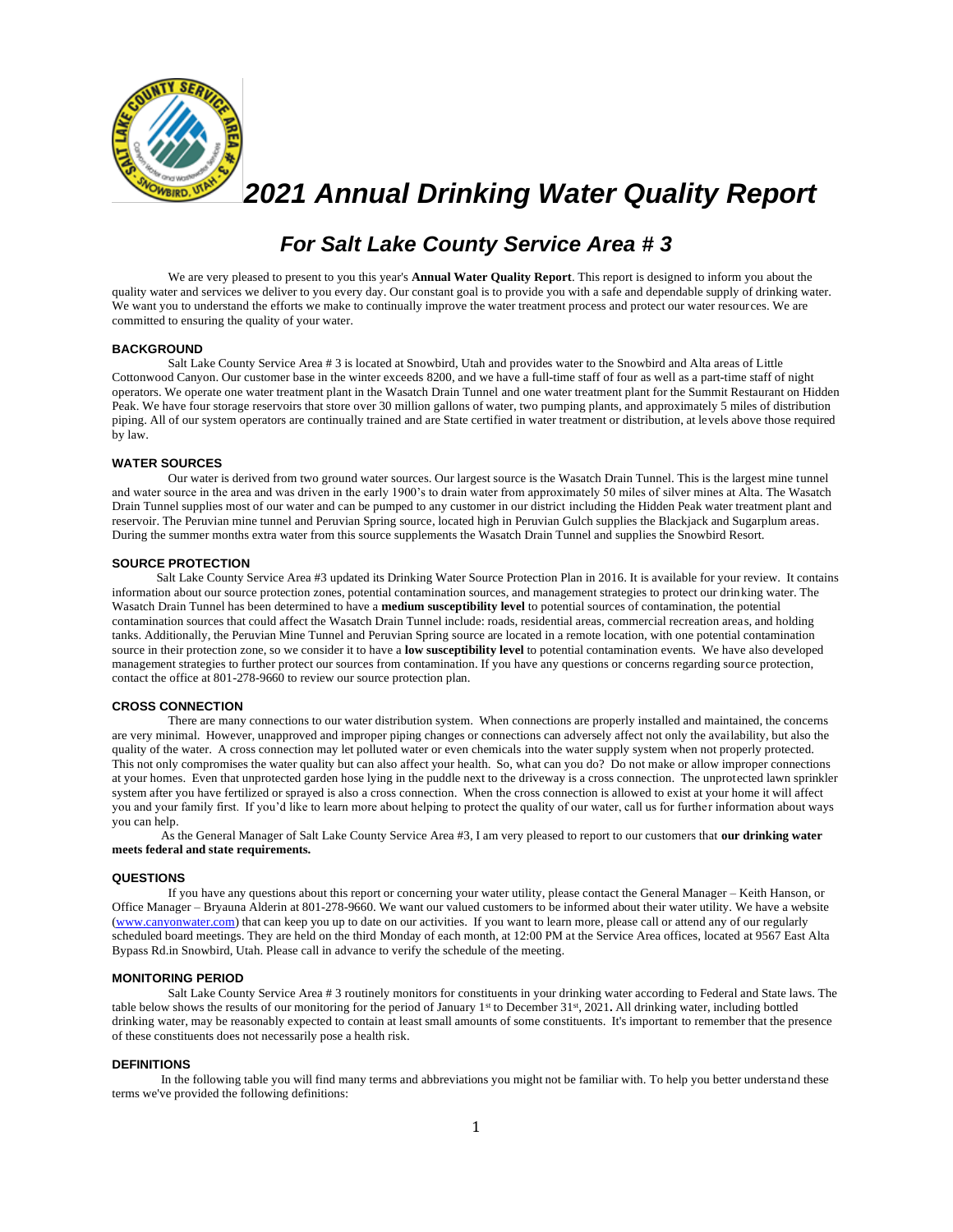# 2021 Annual Drinking Water Quality Report

## For Salt Lake County Service Area # 3

We are very pleased to present to you this year's **Annual Water Quality Report**. This report is designed to inform you about the quality water and services we deliver to you every day. Our constant goal is to provide you with a safe and dependable supply of drinking water. We want you to understand the efforts we make to continually improve the water treatment process and protect our water resources. We are committed to ensuring the quality of your water.

### BACKGROUND

Salt Lake County Service Area # 3 is located at Snowbird, Utah and provides water to the Snowbird and Alta areas of Little Cottonwood Canyon. Our customer base in the winter exceeds 8200, and we have a full-time staff of four as well as a part-time staff of night operators. We operate one water treatment plant in the Wasatch Drain Tunnel and one water treatment plant for the Summit Restaurant on Hidden Peak. We have four storage reservoirs that store over 30 million gallons of water, two pumping plants, and approximately 5 miles of distribution piping. All of our system operators are continually trained and are State certified in water treatment or distribution, at levels above those required by law.

### WATER SOURCES

Our water is derived from two ground water sources. Our largest source is the Wasatch Drain Tunnel. This is the largest mine tunnel and water source in the area and was driven in the early 1900's to drain water from approximately 50 miles of silver mines at Alta. The Wasatch Drain Tunnel supplies most of our water and can be pumped to any customer in our district including the Hidden Peak water treatment plant and reservoir. The Peruvian mine tunnel and Peruvian Spring source, located high in Peruvian Gulch supplies the Blackjack and Sugarplum areas. During the summer months extra water from this source supplements the Wasatch Drain Tunnel and supplies the Snowbird Resort.

### SOURCE PROTECTION

Salt Lake County Service Area #3 updated its Drinking Water Source Protection Plan in 2016. It is available for your review. It contains information about our source protection zones, potential contamination sources, and management strategies to protect our drinking water. The Wasatch Drain Tunnel has been determined to have a **medium susceptibility level** to potential sources of contamination, the potential contamination sources that could affect the Wasatch Drain Tunnel include: roads, residential areas, commercial recreation areas, and holding tanks. Additionally, the Peruvian Mine Tunnel and Peruvian Spring source are located in a remote location, with one potential contamination source in their protection zone, so we consider it to have a **low susceptibility level** to potential contamination events. We have also developed management strategies to further protect our sources from contamination. If you have any questions or concerns regarding source protection, contact the office at 801-278-9660 to review our source protection plan.

### CROSS CONNECTION

There are many connections to our water distribution system. When connections are properly installed and maintained, the concerns are very minimal. However, unapproved and improper piping changes or connections can adversely affect not only the availability, but also the quality of the water. A cross connection may let polluted water or even chemicals into the water supply system when not properly protected. This not only compromises the water quality but can also affect your health. So, what can you do? Do not make or allow improper connections at your homes. Even that unprotected garden hose lying in the puddle next to the driveway is a cross connection. The unprotected lawn sprinkler system after you have fertilized or sprayed is also a cross connection. When the cross connection is allowed to exist at your home it will affect you and your family first. If you'd like to learn more about helping to protect the quality of our water, call us for further information about ways you can help.

As the General Manager of Salt Lake County Service Area #3, I am very pleased to report to our customers that **our drinking water meets federal and state requirements.**

### QUESTIONS

If you have any questions about this report or concerning your water utility, please contact the General Manager – Keith Hanson, or Office Manager – Bryauna Alderin at 801-278-9660. We want our valued customers to be informed about their water utility. We have a website (www.canyonwater.com) that can keep you up to date on our activities. If you want to learn more, please call or attend any of our regularly scheduled board meetings. They are held on the third Monday of each month, at 12:00 PM at the Service Area offices, located at 9567 East Alta Bypass Rd.in Snowbird, Utah. Please call in advance to verify the schedule of the meeting.

### MONITORING PERIOD

Salt Lake County Service Area # 3 routinely monitors for constituents in your drinking water according to Federal and State laws. The table below shows the results of our monitoring for the period of January 1st to December 31st, 2021**.** All drinking water, including bottled drinking water, may be reasonably expected to contain at least small amounts of some constituents. It's important to remember that the presence of these constituents does not necessarily pose a health risk.

### DEFINITIONS

In the following table you will find many terms and abbreviations you might not be familiar with. To help you better understand these terms we've provided the following definitions: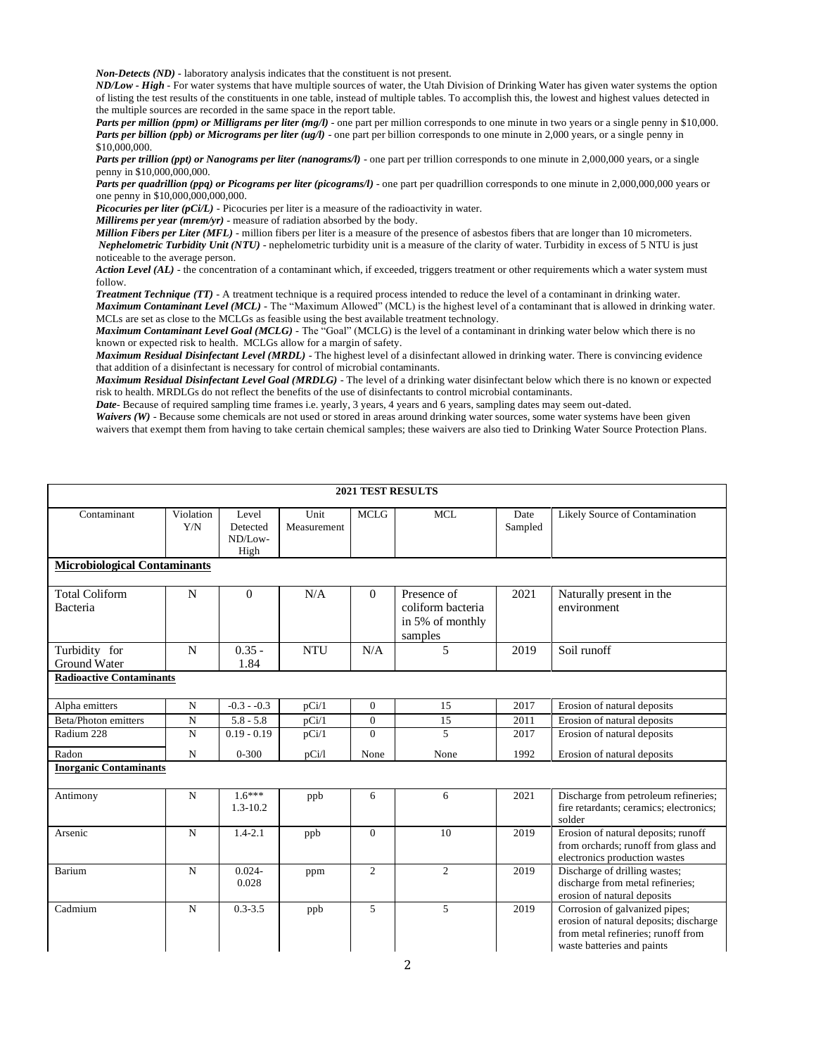***Non-Detects (ND)*** - laboratory analysis indicates that the constituent is not present.

***ND/Low - High*** - For water systems that have multiple sources of water, the Utah Division of Drinking Water has given water systems the option of listing the test results of the constituents in one table, instead of multiple tables. To accomplish this, the lowest and highest values detected in the multiple sources are recorded in the same space in the report table.

***Parts per million (ppm) or Milligrams per liter (mg/l)*** - one part per million corresponds to one minute in two years or a single penny in $10,000.

***Parts per billion (ppb) or Micrograms per liter (ug/l)*** - one part per billion corresponds to one minute in 2,000 years, or a single penny in $10,000,000.

***Parts per trillion (ppt) or Nanograms per liter (nanograms/l)*** - one part per trillion corresponds to one minute in 2,000,000 years, or a single penny in $10,000,000,000.

***Parts per quadrillion (ppq) or Picograms per liter (picograms/l)*** - one part per quadrillion corresponds to one minute in 2,000,000,000 years or one penny in $10,000,000,000,000.

***Picocuries per liter (pCi/L)*** - Picocuries per liter is a measure of the radioactivity in water.

***Millirems per year (mrem/yr)*** - measure of radiation absorbed by the body.

***Million Fibers per Liter (MFL)*** - million fibers per liter is a measure of the presence of asbestos fibers that are longer than 10 micrometers.

***Nephelometric Turbidity Unit (NTU)*** - nephelometric turbidity unit is a measure of the clarity of water. Turbidity in excess of 5 NTU is just noticeable to the average person.

***Action Level (AL)*** - the concentration of a contaminant which, if exceeded, triggers treatment or other requirements which a water system must follow.

***Treatment Technique (TT)*** - A treatment technique is a required process intended to reduce the level of a contaminant in drinking water.

***Maximum Contaminant Level (MCL)*** - The "Maximum Allowed" (MCL) is the highest level of a contaminant that is allowed in drinking water. MCLs are set as close to the MCLGs as feasible using the best available treatment technology.

***Maximum Contaminant Level Goal (MCLG)*** - The "Goal" (MCLG) is the level of a contaminant in drinking water below which there is no known or expected risk to health. MCLGs allow for a margin of safety.

***Maximum Residual Disinfectant Level (MRDL)*** - The highest level of a disinfectant allowed in drinking water. There is convincing evidence that addition of a disinfectant is necessary for control of microbial contaminants.

***Maximum Residual Disinfectant Level Goal (MRDLG)*** - The level of a drinking water disinfectant below which there is no known or expected risk to health. MRDLGs do not reflect the benefits of the use of disinfectants to control microbial contaminants.

***Date***- Because of required sampling time frames i.e. yearly, 3 years, 4 years and 6 years, sampling dates may seem out-dated.

***Waivers (W)*** - Because some chemicals are not used or stored in areas around drinking water sources, some water systems have been given waivers that exempt them from having to take certain chemical samples; these waivers are also tied to Drinking Water Source Protection Plans.

| **2021 TEST RESULTS** | | | | | | | |
|---|---|---|---|---|---|---|---|
| Contaminant | Violation Y/N | Level Detected ND/Low-High | Unit Measurement | MCLG | MCL | Date Sampled | Likely Source of Contamination |
| **Microbiological Contaminants** | | | | | | | |
| Total Coliform Bacteria | N | 0 | N/A | 0 | Presence of coliform bacteria in 5% of monthly samples | 2021 | Naturally present in the environment |
| Turbidity for Ground Water | N | 0.35 - 1.84 | NTU | N/A | 5 | 2019 | Soil runoff |
| **Radioactive Contaminants** | | | | | | | |
| Alpha emitters | N | -0.3 - -0.3 | pCi/1 | 0 | 15 | 2017 | Erosion of natural deposits |
| Beta/Photon emitters | N | 5.8 - 5.8 | pCi/1 | 0 | 15 | 2011 | Erosion of natural deposits |
| Radium 228 | N | 0.19 - 0.19 | pCi/1 | 0 | 5 | 2017 | Erosion of natural deposits |
| Radon | N | 0-300 | pCi/l | None | None | 1992 | Erosion of natural deposits |
| **Inorganic Contaminants** | | | | | | | |
| Antimony | N | 1.6*** 1.3-10.2 | ppb | 6 | 6 | 2021 | Discharge from petroleum refineries; fire retardants; ceramics; electronics; solder |
| Arsenic | N | 1.4-2.1 | ppb | 0 | 10 | 2019 | Erosion of natural deposits; runoff from orchards; runoff from glass and electronics production wastes |
| Barium | N | 0.024-0.028 | ppm | 2 | 2 | 2019 | Discharge of drilling wastes; discharge from metal refineries; erosion of natural deposits |
| Cadmium | N | 0.3-3.5 | ppb | 5 | 5 | 2019 | Corrosion of galvanized pipes; erosion of natural deposits; discharge from metal refineries; runoff from waste batteries and paints |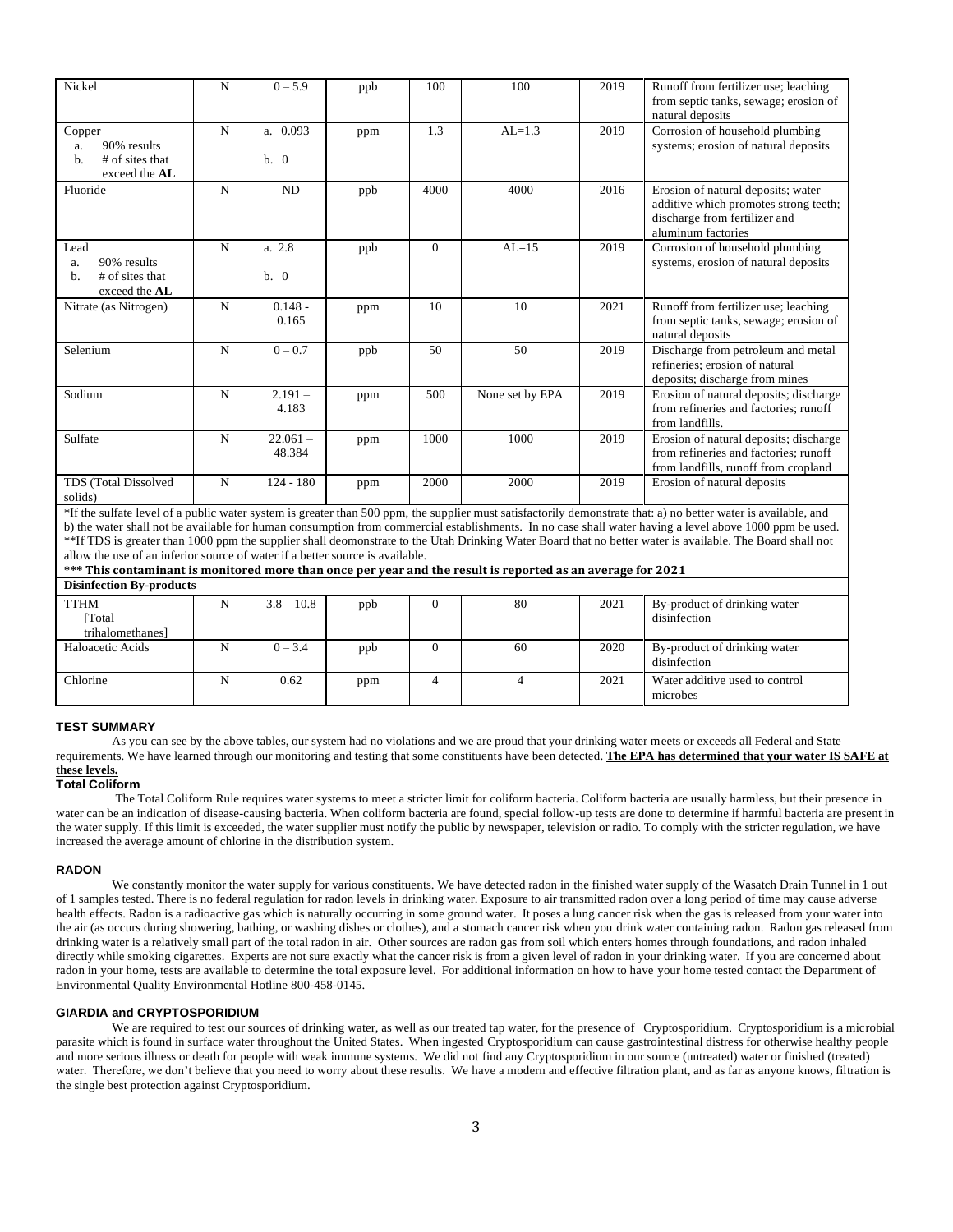| | | | | | | | |
|---|---|---|---|---|---|---|---|
| Nickel | N | 0 – 5.9 | ppb | 100 | 100 | 2019 | Runoff from fertilizer use; leaching from septic tanks, sewage; erosion of natural deposits |
| Copper<br>a. 90% results<br>b. # of sites that exceed the **AL** | N | a. 0.093<br>b. 0 | ppm | 1.3 | AL=1.3 | 2019 | Corrosion of household plumbing systems; erosion of natural deposits |
| Fluoride | N | ND | ppb | 4000 | 4000 | 2016 | Erosion of natural deposits; water additive which promotes strong teeth; discharge from fertilizer and aluminum factories |
| Lead<br>a. 90% results<br>b. # of sites that exceed the **AL** | N | a. 2.8<br>b. 0 | ppb | 0 | AL=15 | 2019 | Corrosion of household plumbing systems, erosion of natural deposits |
| Nitrate (as Nitrogen) | N | 0.148 - 0.165 | ppm | 10 | 10 | 2021 | Runoff from fertilizer use; leaching from septic tanks, sewage; erosion of natural deposits |
| Selenium | N | 0 – 0.7 | ppb | 50 | 50 | 2019 | Discharge from petroleum and metal refineries; erosion of natural deposits; discharge from mines |
| Sodium | N | 2.191 – 4.183 | ppm | 500 | None set by EPA | 2019 | Erosion of natural deposits; discharge from refineries and factories; runoff from landfills. |
| Sulfate | N | 22.061 – 48.384 | ppm | 1000 | 1000 | 2019 | Erosion of natural deposits; discharge from refineries and factories; runoff from landfills, runoff from cropland |
| TDS (Total Dissolved solids) | N | 124 - 180 | ppm | 2000 | 2000 | 2019 | Erosion of natural deposits |

*If the sulfate level of a public water system is greater than 500 ppm, the supplier must satisfactorily demonstrate that: a) no better water is available, and b) the water shall not be available for human consumption from commercial establishments. In no case shall water having a level above 1000 ppm be used.
**If TDS is greater than 1000 ppm the supplier shall deomonstrate to the Utah Drinking Water Board that no better water is available. The Board shall not allow the use of an inferior source of water if a better source is available.
**\*\*\* This contaminant is monitored more than once per year and the result is reported as an average for 2021**

| **Disinfection By-products** | | | | | | | |
|---|---|---|---|---|---|---|---|
| TTHM [Total trihalomethanes] | N | 3.8 – 10.8 | ppb | 0 | 80 | 2021 | By-product of drinking water disinfection |
| Haloacetic Acids | N | 0 – 3.4 | ppb | 0 | 60 | 2020 | By-product of drinking water disinfection |
| Chlorine | N | 0.62 | ppm | 4 | 4 | 2021 | Water additive used to control microbes |

### TEST SUMMARY

As you can see by the above tables, our system had no violations and we are proud that your drinking water meets or exceeds all Federal and State requirements. We have learned through our monitoring and testing that some constituents have been detected. **<u>The EPA has determined that your water IS SAFE at these levels.</u>**

### Total Coliform

The Total Coliform Rule requires water systems to meet a stricter limit for coliform bacteria. Coliform bacteria are usually harmless, but their presence in water can be an indication of disease-causing bacteria. When coliform bacteria are found, special follow-up tests are done to determine if harmful bacteria are present in the water supply. If this limit is exceeded, the water supplier must notify the public by newspaper, television or radio. To comply with the stricter regulation, we have increased the average amount of chlorine in the distribution system.

### RADON

We constantly monitor the water supply for various constituents. We have detected radon in the finished water supply of the Wasatch Drain Tunnel in 1 out of 1 samples tested. There is no federal regulation for radon levels in drinking water. Exposure to air transmitted radon over a long period of time may cause adverse health effects. Radon is a radioactive gas which is naturally occurring in some ground water. It poses a lung cancer risk when the gas is released from your water into the air (as occurs during showering, bathing, or washing dishes or clothes), and a stomach cancer risk when you drink water containing radon. Radon gas released from drinking water is a relatively small part of the total radon in air. Other sources are radon gas from soil which enters homes through foundations, and radon inhaled directly while smoking cigarettes. Experts are not sure exactly what the cancer risk is from a given level of radon in your drinking water. If you are concerned about radon in your home, tests are available to determine the total exposure level. For additional information on how to have your home tested contact the Department of Environmental Quality Environmental Hotline 800-458-0145.

### GIARDIA and CRYPTOSPORIDIUM

We are required to test our sources of drinking water, as well as our treated tap water, for the presence of Cryptosporidium. Cryptosporidium is a microbial parasite which is found in surface water throughout the United States. When ingested Cryptosporidium can cause gastrointestinal distress for otherwise healthy people and more serious illness or death for people with weak immune systems. We did not find any Cryptosporidium in our source (untreated) water or finished (treated) water. Therefore, we don't believe that you need to worry about these results. We have a modern and effective filtration plant, and as far as anyone knows, filtration is the single best protection against Cryptosporidium.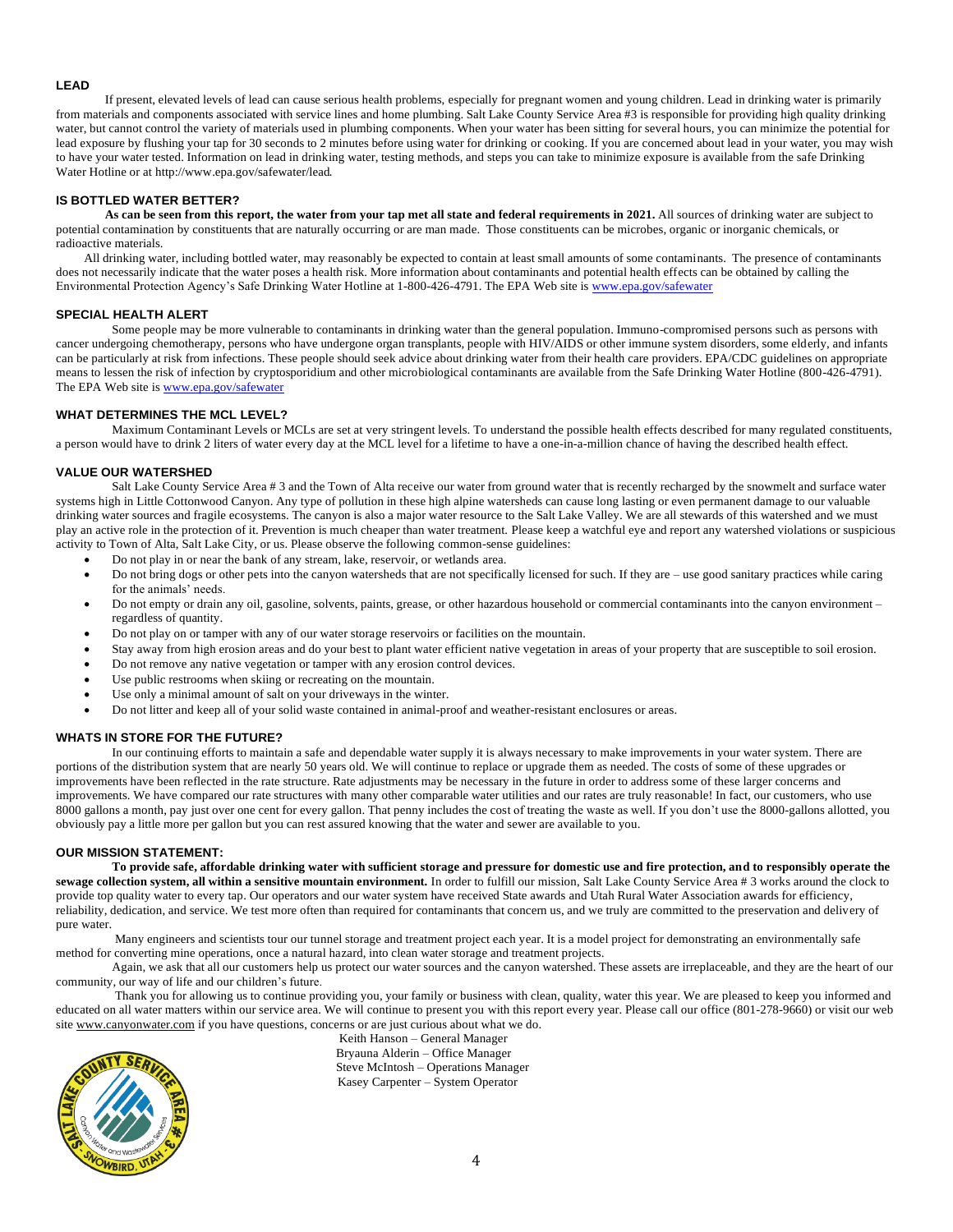## LEAD

If present, elevated levels of lead can cause serious health problems, especially for pregnant women and young children. Lead in drinking water is primarily from materials and components associated with service lines and home plumbing. Salt Lake County Service Area #3 is responsible for providing high quality drinking water, but cannot control the variety of materials used in plumbing components. When your water has been sitting for several hours, you can minimize the potential for lead exposure by flushing your tap for 30 seconds to 2 minutes before using water for drinking or cooking. If you are concerned about lead in your water, you may wish to have your water tested. Information on lead in drinking water, testing methods, and steps you can take to minimize exposure is available from the safe Drinking Water Hotline or at http://www.epa.gov/safewater/lead.

## IS BOTTLED WATER BETTER?

**As can be seen from this report, the water from your tap met all state and federal requirements in 2021.** All sources of drinking water are subject to potential contamination by constituents that are naturally occurring or are man made. Those constituents can be microbes, organic or inorganic chemicals, or radioactive materials.

All drinking water, including bottled water, may reasonably be expected to contain at least small amounts of some contaminants. The presence of contaminants does not necessarily indicate that the water poses a health risk. More information about contaminants and potential health effects can be obtained by calling the Environmental Protection Agency's Safe Drinking Water Hotline at 1-800-426-4791. The EPA Web site is www.epa.gov/safewater

## SPECIAL HEALTH ALERT

Some people may be more vulnerable to contaminants in drinking water than the general population. Immuno-compromised persons such as persons with cancer undergoing chemotherapy, persons who have undergone organ transplants, people with HIV/AIDS or other immune system disorders, some elderly, and infants can be particularly at risk from infections. These people should seek advice about drinking water from their health care providers. EPA/CDC guidelines on appropriate means to lessen the risk of infection by cryptosporidium and other microbiological contaminants are available from the Safe Drinking Water Hotline (800-426-4791). The EPA Web site is www.epa.gov/safewater

## WHAT DETERMINES THE MCL LEVEL?

Maximum Contaminant Levels or MCLs are set at very stringent levels. To understand the possible health effects described for many regulated constituents, a person would have to drink 2 liters of water every day at the MCL level for a lifetime to have a one-in-a-million chance of having the described health effect.

## VALUE OUR WATERSHED

Salt Lake County Service Area # 3 and the Town of Alta receive our water from ground water that is recently recharged by the snowmelt and surface water systems high in Little Cottonwood Canyon. Any type of pollution in these high alpine watersheds can cause long lasting or even permanent damage to our valuable drinking water sources and fragile ecosystems. The canyon is also a major water resource to the Salt Lake Valley. We are all stewards of this watershed and we must play an active role in the protection of it. Prevention is much cheaper than water treatment. Please keep a watchful eye and report any watershed violations or suspicious activity to Town of Alta, Salt Lake City, or us. Please observe the following common-sense guidelines:

- Do not play in or near the bank of any stream, lake, reservoir, or wetlands area.
- Do not bring dogs or other pets into the canyon watersheds that are not specifically licensed for such. If they are – use good sanitary practices while caring for the animals' needs.
- Do not empty or drain any oil, gasoline, solvents, paints, grease, or other hazardous household or commercial contaminants into the canyon environment – regardless of quantity.
- Do not play on or tamper with any of our water storage reservoirs or facilities on the mountain.
- Stay away from high erosion areas and do your best to plant water efficient native vegetation in areas of your property that are susceptible to soil erosion.
- Do not remove any native vegetation or tamper with any erosion control devices.
- Use public restrooms when skiing or recreating on the mountain.
- Use only a minimal amount of salt on your driveways in the winter.
- Do not litter and keep all of your solid waste contained in animal-proof and weather-resistant enclosures or areas.

## WHATS IN STORE FOR THE FUTURE?

In our continuing efforts to maintain a safe and dependable water supply it is always necessary to make improvements in your water system. There are portions of the distribution system that are nearly 50 years old. We will continue to replace or upgrade them as needed. The costs of some of these upgrades or improvements have been reflected in the rate structure. Rate adjustments may be necessary in the future in order to address some of these larger concerns and improvements. We have compared our rate structures with many other comparable water utilities and our rates are truly reasonable! In fact, our customers, who use 8000 gallons a month, pay just over one cent for every gallon. That penny includes the cost of treating the waste as well. If you don't use the 8000-gallons allotted, you obviously pay a little more per gallon but you can rest assured knowing that the water and sewer are available to you.

## OUR MISSION STATEMENT:

**To provide safe, affordable drinking water with sufficient storage and pressure for domestic use and fire protection, and to responsibly operate the sewage collection system, all within a sensitive mountain environment.** In order to fulfill our mission, Salt Lake County Service Area # 3 works around the clock to provide top quality water to every tap. Our operators and our water system have received State awards and Utah Rural Water Association awards for efficiency, reliability, dedication, and service. We test more often than required for contaminants that concern us, and we truly are committed to the preservation and delivery of pure water.

Many engineers and scientists tour our tunnel storage and treatment project each year. It is a model project for demonstrating an environmentally safe method for converting mine operations, once a natural hazard, into clean water storage and treatment projects.

Again, we ask that all our customers help us protect our water sources and the canyon watershed. These assets are irreplaceable, and they are the heart of our community, our way of life and our children's future.

Thank you for allowing us to continue providing you, your family or business with clean, quality, water this year. We are pleased to keep you informed and educated on all water matters within our service area. We will continue to present you with this report every year. Please call our office (801-278-9660) or visit our web site www.canyonwater.com if you have questions, concerns or are just curious about what we do.

Keith Hanson – General Manager
Bryauna Alderin – Office Manager
Steve McIntosh – Operations Manager
Kasey Carpenter – System Operator